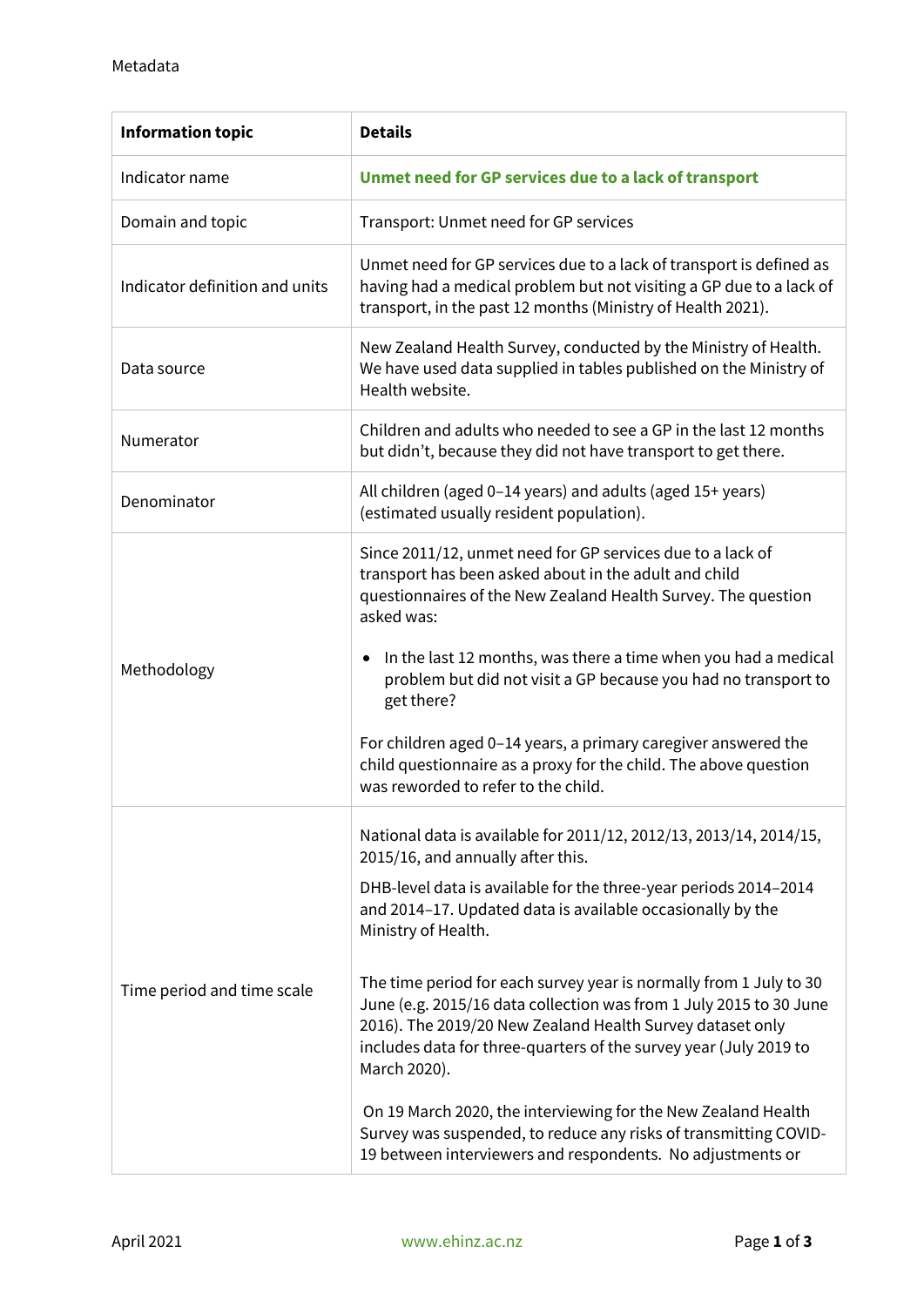Metadata

| Information topic | Details |
|---|---|
| Indicator name | **Unmet need for GP services due to a lack of transport** |
| Domain and topic | Transport: Unmet need for GP services |
| Indicator definition and units | Unmet need for GP services due to a lack of transport is defined as having had a medical problem but not visiting a GP due to a lack of transport, in the past 12 months (Ministry of Health 2021). |
| Data source | New Zealand Health Survey, conducted by the Ministry of Health. We have used data supplied in tables published on the Ministry of Health website. |
| Numerator | Children and adults who needed to see a GP in the last 12 months but didn't, because they did not have transport to get there. |
| Denominator | All children (aged 0–14 years) and adults (aged 15+ years) (estimated usually resident population). |
| Methodology | Since 2011/12, unmet need for GP services due to a lack of transport has been asked about in the adult and child questionnaires of the New Zealand Health Survey. The question asked was:<br><br>• In the last 12 months, was there a time when you had a medical problem but did not visit a GP because you had no transport to get there?<br><br>For children aged 0–14 years, a primary caregiver answered the child questionnaire as a proxy for the child. The above question was reworded to refer to the child. |
| Time period and time scale | National data is available for 2011/12, 2012/13, 2013/14, 2014/15, 2015/16, and annually after this.<br><br>DHB-level data is available for the three-year periods 2014–2014 and 2014–17. Updated data is available occasionally by the Ministry of Health.<br><br>The time period for each survey year is normally from 1 July to 30 June (e.g. 2015/16 data collection was from 1 July 2015 to 30 June 2016). The 2019/20 New Zealand Health Survey dataset only includes data for three-quarters of the survey year (July 2019 to March 2020).<br><br>On 19 March 2020, the interviewing for the New Zealand Health Survey was suspended, to reduce any risks of transmitting COVID-19 between interviewers and respondents. No adjustments or |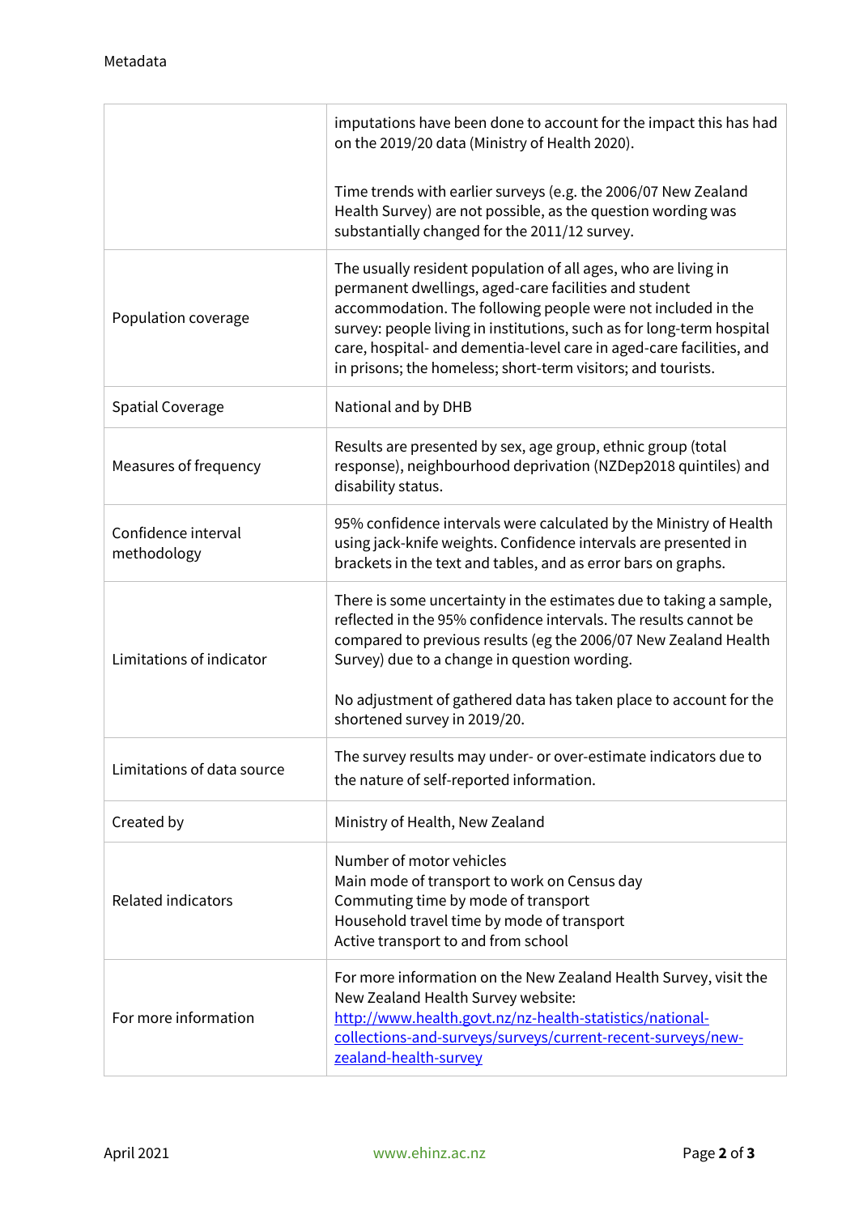| | |
|---|---|
| | imputations have been done to account for the impact this has had on the 2019/20 data (Ministry of Health 2020).<br><br>Time trends with earlier surveys (e.g. the 2006/07 New Zealand Health Survey) are not possible, as the question wording was substantially changed for the 2011/12 survey. |
| Population coverage | The usually resident population of all ages, who are living in permanent dwellings, aged-care facilities and student accommodation. The following people were not included in the survey: people living in institutions, such as for long-term hospital care, hospital- and dementia-level care in aged-care facilities, and in prisons; the homeless; short-term visitors; and tourists. |
| Spatial Coverage | National and by DHB |
| Measures of frequency | Results are presented by sex, age group, ethnic group (total response), neighbourhood deprivation (NZDep2018 quintiles) and disability status. |
| Confidence interval methodology | 95% confidence intervals were calculated by the Ministry of Health using jack-knife weights. Confidence intervals are presented in brackets in the text and tables, and as error bars on graphs. |
| Limitations of indicator | There is some uncertainty in the estimates due to taking a sample, reflected in the 95% confidence intervals. The results cannot be compared to previous results (eg the 2006/07 New Zealand Health Survey) due to a change in question wording.<br><br>No adjustment of gathered data has taken place to account for the shortened survey in 2019/20. |
| Limitations of data source | The survey results may under- or over-estimate indicators due to the nature of self-reported information. |
| Created by | Ministry of Health, New Zealand |
| Related indicators | Number of motor vehicles<br>Main mode of transport to work on Census day<br>Commuting time by mode of transport<br>Household travel time by mode of transport<br>Active transport to and from school |
| For more information | For more information on the New Zealand Health Survey, visit the New Zealand Health Survey website: [http://www.health.govt.nz/nz-health-statistics/national-collections-and-surveys/surveys/current-recent-surveys/new-zealand-health-survey](http://www.health.govt.nz/nz-health-statistics/national-collections-and-surveys/surveys/current-recent-surveys/new-zealand-health-survey) |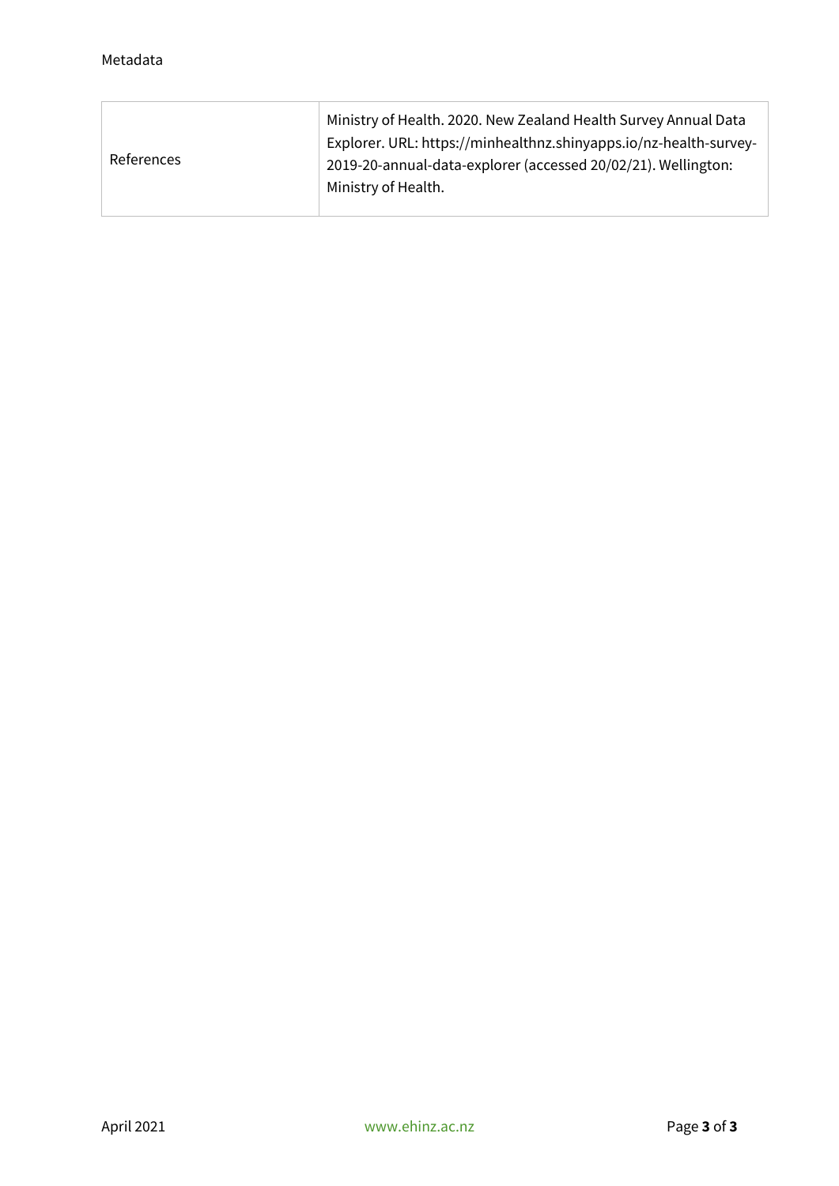| | |
|---|---|
| References | Ministry of Health. 2020. New Zealand Health Survey Annual Data Explorer. URL: https://minhealthnz.shinyapps.io/nz-health-survey-2019-20-annual-data-explorer (accessed 20/02/21). Wellington: Ministry of Health. |